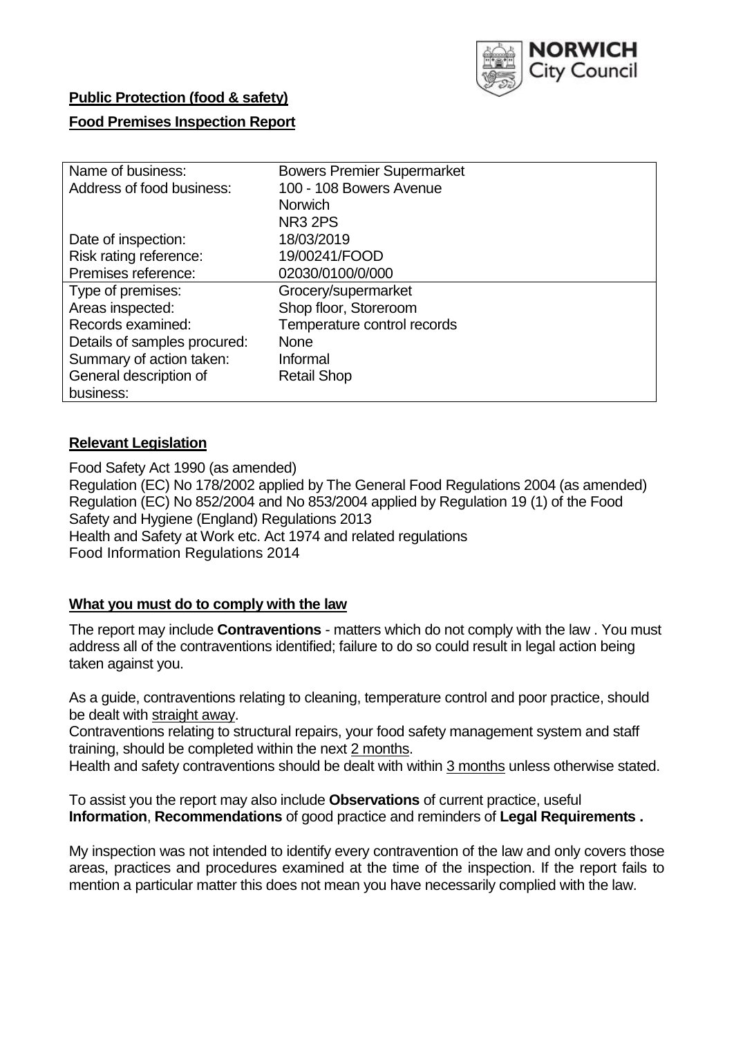NORWICH City Council

**Public Protection (food & safety)**

**Food Premises Inspection Report**

| | |
|---|---|
| Name of business: | Bowers Premier Supermarket |
| Address of food business: | 100 - 108 Bowers Avenue<br>Norwich<br>NR3 2PS |
| Date of inspection: | 18/03/2019 |
| Risk rating reference: | 19/00241/FOOD |
| Premises reference: | 02030/0100/0/000 |
| Type of premises: | Grocery/supermarket |
| Areas inspected: | Shop floor, Storeroom |
| Records examined: | Temperature control records |
| Details of samples procured: | None |
| Summary of action taken: | Informal |
| General description of business: | Retail Shop |

## **Relevant Legislation**

Food Safety Act 1990 (as amended)
Regulation (EC) No 178/2002 applied by The General Food Regulations 2004 (as amended)
Regulation (EC) No 852/2004 and No 853/2004 applied by Regulation 19 (1) of the Food Safety and Hygiene (England) Regulations 2013
Health and Safety at Work etc. Act 1974 and related regulations
Food Information Regulations 2014

## **What you must do to comply with the law**

The report may include **Contraventions** - matters which do not comply with the law . You must address all of the contraventions identified; failure to do so could result in legal action being taken against you.

As a guide, contraventions relating to cleaning, temperature control and poor practice, should be dealt with straight away.
Contraventions relating to structural repairs, your food safety management system and staff training, should be completed within the next 2 months.
Health and safety contraventions should be dealt with within 3 months unless otherwise stated.

To assist you the report may also include **Observations** of current practice, useful **Information**, **Recommendations** of good practice and reminders of **Legal Requirements .**

My inspection was not intended to identify every contravention of the law and only covers those areas, practices and procedures examined at the time of the inspection. If the report fails to mention a particular matter this does not mean you have necessarily complied with the law.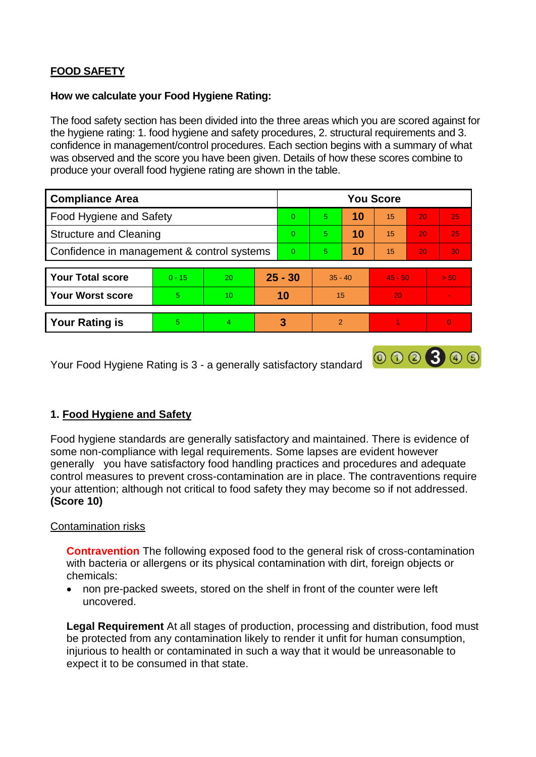## FOOD SAFETY

**How we calculate your Food Hygiene Rating:**

The food safety section has been divided into the three areas which you are scored against for the hygiene rating: 1. food hygiene and safety procedures, 2. structural requirements and 3. confidence in management/control procedures. Each section begins with a summary of what was observed and the score you have been given. Details of how these scores combine to produce your overall food hygiene rating are shown in the table.

| Compliance Area | You Score | | | | | |
|---|---|---|---|---|---|---|
| Food Hygiene and Safety | 0 | 5 | **10** | 15 | 20 | 25 |
| Structure and Cleaning | 0 | 5 | **10** | 15 | 20 | 25 |
| Confidence in management & control systems | 0 | 5 | **10** | 15 | 20 | 30 |

| | | | | | | |
|---|---|---|---|---|---|---|
| **Your Total score** | 0 - 15 | 20 | **25 - 30** | 35 - 40 | 45 - 50 | > 50 |
| **Your Worst score** | 5 | 10 | **10** | 15 | 20 | - |

| | | | | | | |
|---|---|---|---|---|---|---|
| **Your Rating is** | 5 | 4 | **3** | 2 | 1 | 0 |

Your Food Hygiene Rating is 3 - a generally satisfactory standard

### 1. Food Hygiene and Safety

Food hygiene standards are generally satisfactory and maintained. There is evidence of some non-compliance with legal requirements. Some lapses are evident however generally you have satisfactory food handling practices and procedures and adequate control measures to prevent cross-contamination are in place. The contraventions require your attention; although not critical to food safety they may become so if not addressed. **(Score 10)**

Contamination risks

**Contravention** The following exposed food to the general risk of cross-contamination with bacteria or allergens or its physical contamination with dirt, foreign objects or chemicals:

- non pre-packed sweets, stored on the shelf in front of the counter were left uncovered.

**Legal Requirement** At all stages of production, processing and distribution, food must be protected from any contamination likely to render it unfit for human consumption, injurious to health or contaminated in such a way that it would be unreasonable to expect it to be consumed in that state.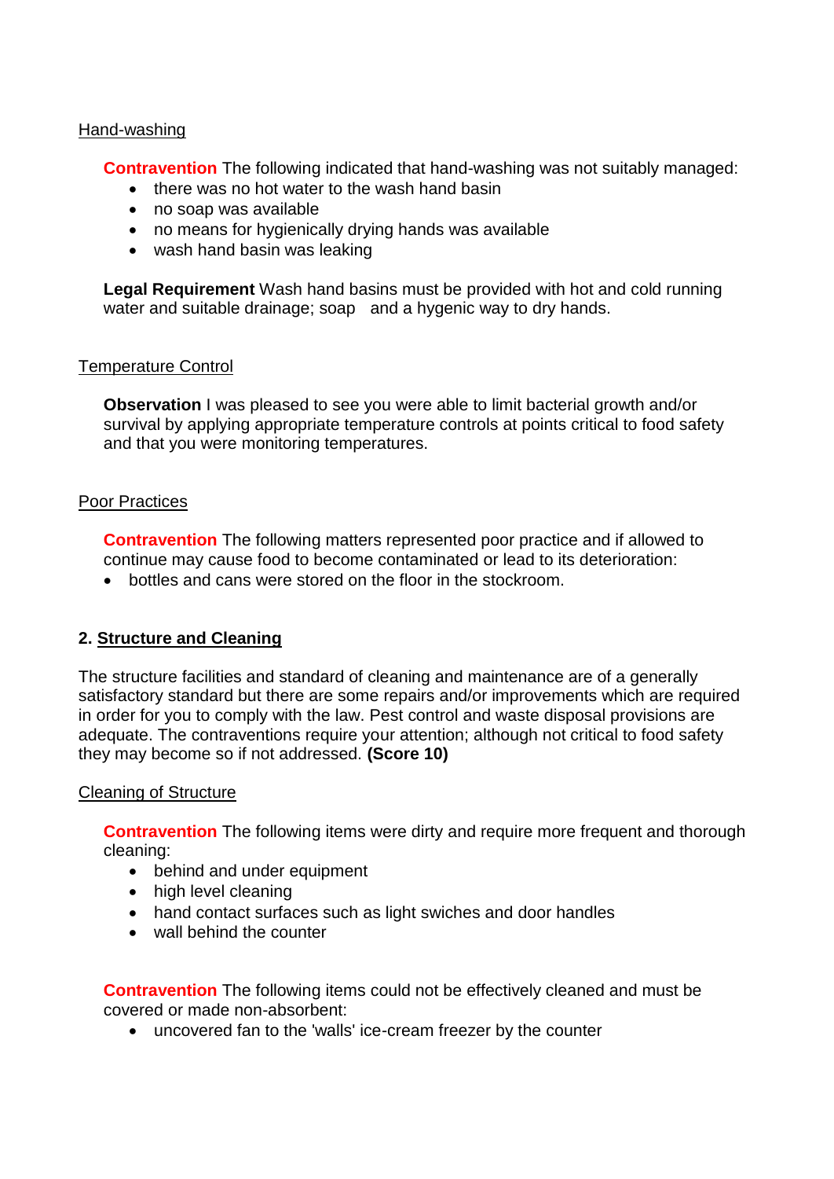Hand-washing

**Contravention** The following indicated that hand-washing was not suitably managed:

- there was no hot water to the wash hand basin
- no soap was available
- no means for hygienically drying hands was available
- wash hand basin was leaking

**Legal Requirement** Wash hand basins must be provided with hot and cold running water and suitable drainage; soap and a hygenic way to dry hands.

Temperature Control

**Observation** I was pleased to see you were able to limit bacterial growth and/or survival by applying appropriate temperature controls at points critical to food safety and that you were monitoring temperatures.

Poor Practices

**Contravention** The following matters represented poor practice and if allowed to continue may cause food to become contaminated or lead to its deterioration:

- bottles and cans were stored on the floor in the stockroom.

## 2. Structure and Cleaning

The structure facilities and standard of cleaning and maintenance are of a generally satisfactory standard but there are some repairs and/or improvements which are required in order for you to comply with the law. Pest control and waste disposal provisions are adequate. The contraventions require your attention; although not critical to food safety they may become so if not addressed. **(Score 10)**

Cleaning of Structure

**Contravention** The following items were dirty and require more frequent and thorough cleaning:

- behind and under equipment
- high level cleaning
- hand contact surfaces such as light swiches and door handles
- wall behind the counter

**Contravention** The following items could not be effectively cleaned and must be covered or made non-absorbent:

- uncovered fan to the 'walls' ice-cream freezer by the counter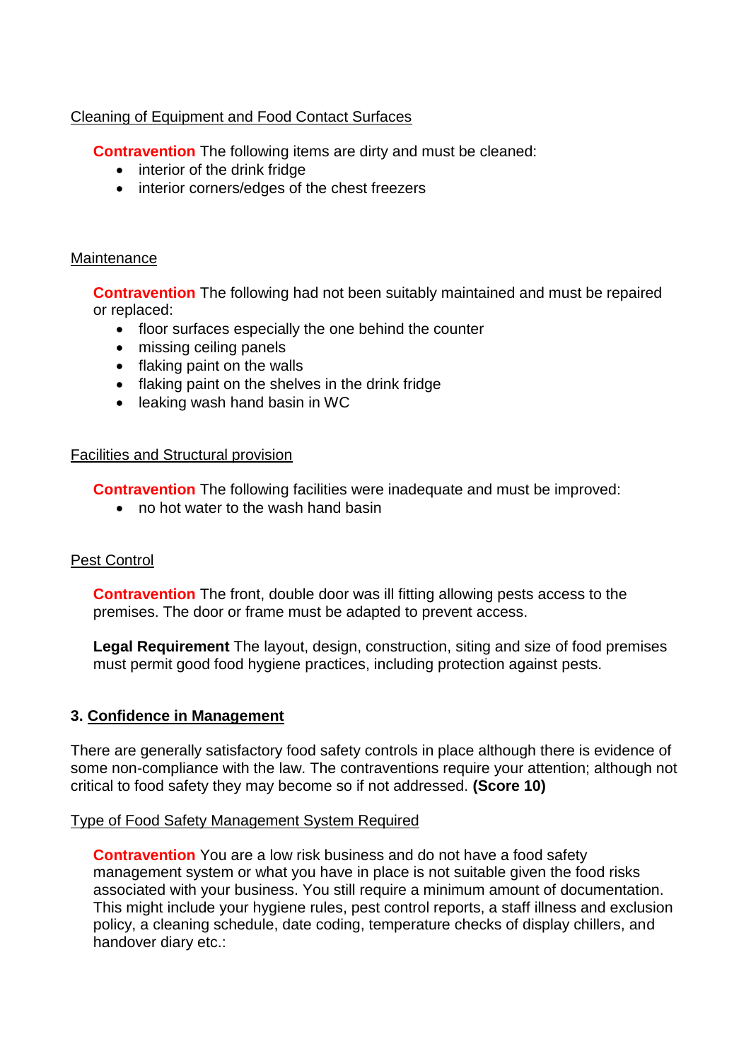Cleaning of Equipment and Food Contact Surfaces

**Contravention** The following items are dirty and must be cleaned:

- interior of the drink fridge
- interior corners/edges of the chest freezers

Maintenance

**Contravention** The following had not been suitably maintained and must be repaired or replaced:

- floor surfaces especially the one behind the counter
- missing ceiling panels
- flaking paint on the walls
- flaking paint on the shelves in the drink fridge
- leaking wash hand basin in WC

Facilities and Structural provision

**Contravention** The following facilities were inadequate and must be improved:

- no hot water to the wash hand basin

Pest Control

**Contravention** The front, double door was ill fitting allowing pests access to the premises. The door or frame must be adapted to prevent access.

**Legal Requirement** The layout, design, construction, siting and size of food premises must permit good food hygiene practices, including protection against pests.

## 3. Confidence in Management

There are generally satisfactory food safety controls in place although there is evidence of some non-compliance with the law. The contraventions require your attention; although not critical to food safety they may become so if not addressed. **(Score 10)**

Type of Food Safety Management System Required

**Contravention** You are a low risk business and do not have a food safety management system or what you have in place is not suitable given the food risks associated with your business. You still require a minimum amount of documentation. This might include your hygiene rules, pest control reports, a staff illness and exclusion policy, a cleaning schedule, date coding, temperature checks of display chillers, and handover diary etc.: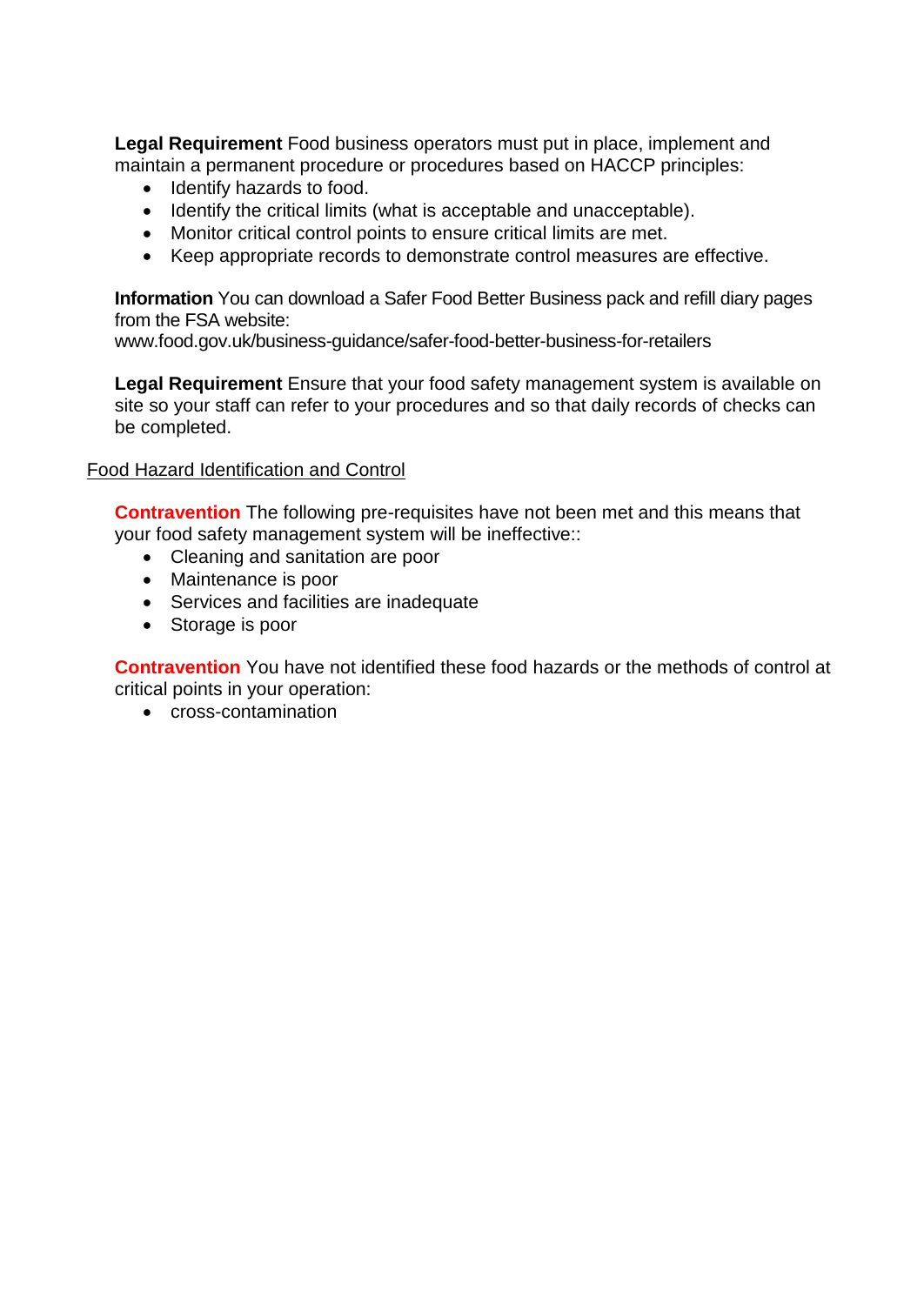**Legal Requirement** Food business operators must put in place, implement and maintain a permanent procedure or procedures based on HACCP principles:

- Identify hazards to food.
- Identify the critical limits (what is acceptable and unacceptable).
- Monitor critical control points to ensure critical limits are met.
- Keep appropriate records to demonstrate control measures are effective.

**Information** You can download a Safer Food Better Business pack and refill diary pages from the FSA website:
www.food.gov.uk/business-guidance/safer-food-better-business-for-retailers

**Legal Requirement** Ensure that your food safety management system is available on site so your staff can refer to your procedures and so that daily records of checks can be completed.

Food Hazard Identification and Control

**Contravention** The following pre-requisites have not been met and this means that your food safety management system will be ineffective::

- Cleaning and sanitation are poor
- Maintenance is poor
- Services and facilities are inadequate
- Storage is poor

**Contravention** You have not identified these food hazards or the methods of control at critical points in your operation:

- cross-contamination